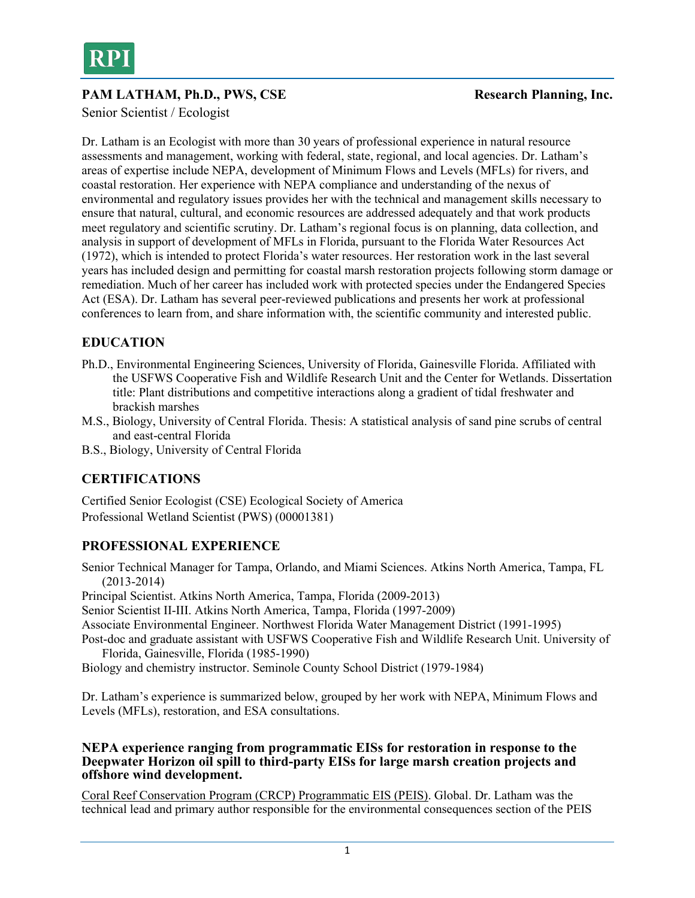RPI

# PAM LATHAM, Ph.D., PWS, CSE

**Research Planning, Inc.**

Senior Scientist / Ecologist

Dr. Latham is an Ecologist with more than 30 years of professional experience in natural resource assessments and management, working with federal, state, regional, and local agencies. Dr. Latham's areas of expertise include NEPA, development of Minimum Flows and Levels (MFLs) for rivers, and coastal restoration. Her experience with NEPA compliance and understanding of the nexus of environmental and regulatory issues provides her with the technical and management skills necessary to ensure that natural, cultural, and economic resources are addressed adequately and that work products meet regulatory and scientific scrutiny. Dr. Latham's regional focus is on planning, data collection, and analysis in support of development of MFLs in Florida, pursuant to the Florida Water Resources Act (1972), which is intended to protect Florida's water resources. Her restoration work in the last several years has included design and permitting for coastal marsh restoration projects following storm damage or remediation. Much of her career has included work with protected species under the Endangered Species Act (ESA). Dr. Latham has several peer-reviewed publications and presents her work at professional conferences to learn from, and share information with, the scientific community and interested public.

## EDUCATION

- Ph.D., Environmental Engineering Sciences, University of Florida, Gainesville Florida. Affiliated with the USFWS Cooperative Fish and Wildlife Research Unit and the Center for Wetlands. Dissertation title: Plant distributions and competitive interactions along a gradient of tidal freshwater and brackish marshes
- M.S., Biology, University of Central Florida. Thesis: A statistical analysis of sand pine scrubs of central and east-central Florida
- B.S., Biology, University of Central Florida

## CERTIFICATIONS

Certified Senior Ecologist (CSE) Ecological Society of America

Professional Wetland Scientist (PWS) (00001381)

## PROFESSIONAL EXPERIENCE

- Senior Technical Manager for Tampa, Orlando, and Miami Sciences. Atkins North America, Tampa, FL (2013-2014)
- Principal Scientist. Atkins North America, Tampa, Florida (2009-2013)
- Senior Scientist II-III. Atkins North America, Tampa, Florida (1997-2009)
- Associate Environmental Engineer. Northwest Florida Water Management District (1991-1995)
- Post-doc and graduate assistant with USFWS Cooperative Fish and Wildlife Research Unit. University of Florida, Gainesville, Florida (1985-1990)
- Biology and chemistry instructor. Seminole County School District (1979-1984)

Dr. Latham's experience is summarized below, grouped by her work with NEPA, Minimum Flows and Levels (MFLs), restoration, and ESA consultations.

### NEPA experience ranging from programmatic EISs for restoration in response to the Deepwater Horizon oil spill to third-party EISs for large marsh creation projects and offshore wind development.

<u>Coral Reef Conservation Program (CRCP) Programmatic EIS (PEIS)</u>. Global. Dr. Latham was the technical lead and primary author responsible for the environmental consequences section of the PEIS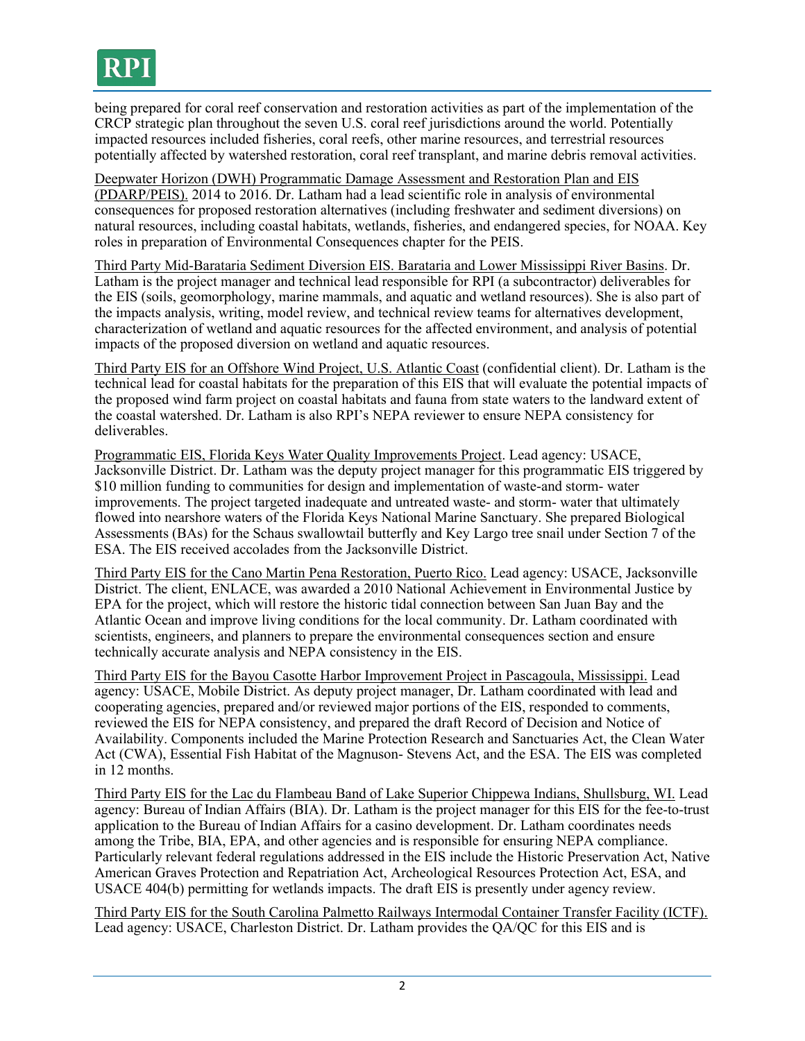being prepared for coral reef conservation and restoration activities as part of the implementation of the CRCP strategic plan throughout the seven U.S. coral reef jurisdictions around the world. Potentially impacted resources included fisheries, coral reefs, other marine resources, and terrestrial resources potentially affected by watershed restoration, coral reef transplant, and marine debris removal activities.

Deepwater Horizon (DWH) Programmatic Damage Assessment and Restoration Plan and EIS (PDARP/PEIS). 2014 to 2016. Dr. Latham had a lead scientific role in analysis of environmental consequences for proposed restoration alternatives (including freshwater and sediment diversions) on natural resources, including coastal habitats, wetlands, fisheries, and endangered species, for NOAA. Key roles in preparation of Environmental Consequences chapter for the PEIS.

Third Party Mid-Barataria Sediment Diversion EIS. Barataria and Lower Mississippi River Basins. Dr. Latham is the project manager and technical lead responsible for RPI (a subcontractor) deliverables for the EIS (soils, geomorphology, marine mammals, and aquatic and wetland resources). She is also part of the impacts analysis, writing, model review, and technical review teams for alternatives development, characterization of wetland and aquatic resources for the affected environment, and analysis of potential impacts of the proposed diversion on wetland and aquatic resources.

Third Party EIS for an Offshore Wind Project, U.S. Atlantic Coast (confidential client). Dr. Latham is the technical lead for coastal habitats for the preparation of this EIS that will evaluate the potential impacts of the proposed wind farm project on coastal habitats and fauna from state waters to the landward extent of the coastal watershed. Dr. Latham is also RPI's NEPA reviewer to ensure NEPA consistency for deliverables.

Programmatic EIS, Florida Keys Water Quality Improvements Project. Lead agency: USACE, Jacksonville District. Dr. Latham was the deputy project manager for this programmatic EIS triggered by \$10 million funding to communities for design and implementation of waste-and storm- water improvements. The project targeted inadequate and untreated waste- and storm- water that ultimately flowed into nearshore waters of the Florida Keys National Marine Sanctuary. She prepared Biological Assessments (BAs) for the Schaus swallowtail butterfly and Key Largo tree snail under Section 7 of the ESA. The EIS received accolades from the Jacksonville District.

Third Party EIS for the Cano Martin Pena Restoration, Puerto Rico. Lead agency: USACE, Jacksonville District. The client, ENLACE, was awarded a 2010 National Achievement in Environmental Justice by EPA for the project, which will restore the historic tidal connection between San Juan Bay and the Atlantic Ocean and improve living conditions for the local community. Dr. Latham coordinated with scientists, engineers, and planners to prepare the environmental consequences section and ensure technically accurate analysis and NEPA consistency in the EIS.

Third Party EIS for the Bayou Casotte Harbor Improvement Project in Pascagoula, Mississippi. Lead agency: USACE, Mobile District. As deputy project manager, Dr. Latham coordinated with lead and cooperating agencies, prepared and/or reviewed major portions of the EIS, responded to comments, reviewed the EIS for NEPA consistency, and prepared the draft Record of Decision and Notice of Availability. Components included the Marine Protection Research and Sanctuaries Act, the Clean Water Act (CWA), Essential Fish Habitat of the Magnuson- Stevens Act, and the ESA. The EIS was completed in 12 months.

Third Party EIS for the Lac du Flambeau Band of Lake Superior Chippewa Indians, Shullsburg, WI. Lead agency: Bureau of Indian Affairs (BIA). Dr. Latham is the project manager for this EIS for the fee-to-trust application to the Bureau of Indian Affairs for a casino development. Dr. Latham coordinates needs among the Tribe, BIA, EPA, and other agencies and is responsible for ensuring NEPA compliance. Particularly relevant federal regulations addressed in the EIS include the Historic Preservation Act, Native American Graves Protection and Repatriation Act, Archeological Resources Protection Act, ESA, and USACE 404(b) permitting for wetlands impacts. The draft EIS is presently under agency review.

Third Party EIS for the South Carolina Palmetto Railways Intermodal Container Transfer Facility (ICTF). Lead agency: USACE, Charleston District. Dr. Latham provides the QA/QC for this EIS and is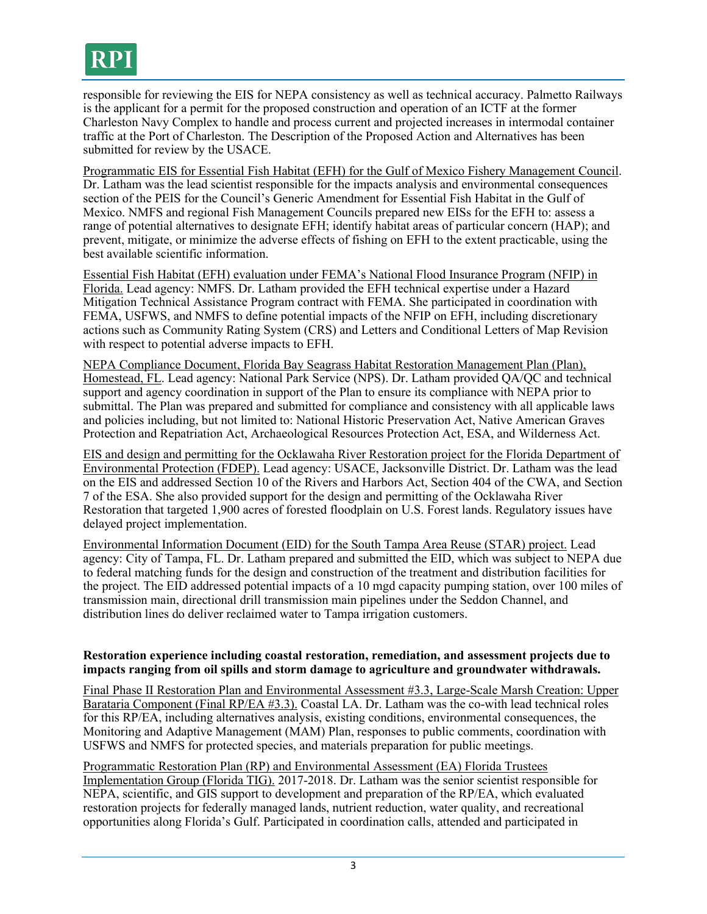responsible for reviewing the EIS for NEPA consistency as well as technical accuracy. Palmetto Railways is the applicant for a permit for the proposed construction and operation of an ICTF at the former Charleston Navy Complex to handle and process current and projected increases in intermodal container traffic at the Port of Charleston. The Description of the Proposed Action and Alternatives has been submitted for review by the USACE.

<u>Programmatic EIS for Essential Fish Habitat (EFH) for the Gulf of Mexico Fishery Management Council</u>. Dr. Latham was the lead scientist responsible for the impacts analysis and environmental consequences section of the PEIS for the Council's Generic Amendment for Essential Fish Habitat in the Gulf of Mexico. NMFS and regional Fish Management Councils prepared new EISs for the EFH to: assess a range of potential alternatives to designate EFH; identify habitat areas of particular concern (HAP); and prevent, mitigate, or minimize the adverse effects of fishing on EFH to the extent practicable, using the best available scientific information.

<u>Essential Fish Habitat (EFH) evaluation under FEMA's National Flood Insurance Program (NFIP) in Florida.</u> Lead agency: NMFS. Dr. Latham provided the EFH technical expertise under a Hazard Mitigation Technical Assistance Program contract with FEMA. She participated in coordination with FEMA, USFWS, and NMFS to define potential impacts of the NFIP on EFH, including discretionary actions such as Community Rating System (CRS) and Letters and Conditional Letters of Map Revision with respect to potential adverse impacts to EFH.

<u>NEPA Compliance Document, Florida Bay Seagrass Habitat Restoration Management Plan (Plan), Homestead, FL</u>. Lead agency: National Park Service (NPS). Dr. Latham provided QA/QC and technical support and agency coordination in support of the Plan to ensure its compliance with NEPA prior to submittal. The Plan was prepared and submitted for compliance and consistency with all applicable laws and policies including, but not limited to: National Historic Preservation Act, Native American Graves Protection and Repatriation Act, Archaeological Resources Protection Act, ESA, and Wilderness Act.

<u>EIS and design and permitting for the Ocklawaha River Restoration project for the Florida Department of Environmental Protection (FDEP).</u> Lead agency: USACE, Jacksonville District. Dr. Latham was the lead on the EIS and addressed Section 10 of the Rivers and Harbors Act, Section 404 of the CWA, and Section 7 of the ESA. She also provided support for the design and permitting of the Ocklawaha River Restoration that targeted 1,900 acres of forested floodplain on U.S. Forest lands. Regulatory issues have delayed project implementation.

<u>Environmental Information Document (EID) for the South Tampa Area Reuse (STAR) project.</u> Lead agency: City of Tampa, FL. Dr. Latham prepared and submitted the EID, which was subject to NEPA due to federal matching funds for the design and construction of the treatment and distribution facilities for the project. The EID addressed potential impacts of a 10 mgd capacity pumping station, over 100 miles of transmission main, directional drill transmission main pipelines under the Seddon Channel, and distribution lines do deliver reclaimed water to Tampa irrigation customers.

**Restoration experience including coastal restoration, remediation, and assessment projects due to impacts ranging from oil spills and storm damage to agriculture and groundwater withdrawals.**

<u>Final Phase II Restoration Plan and Environmental Assessment #3.3, Large-Scale Marsh Creation: Upper Barataria Component (Final RP/EA #3.3).</u> Coastal LA. Dr. Latham was the co-with lead technical roles for this RP/EA, including alternatives analysis, existing conditions, environmental consequences, the Monitoring and Adaptive Management (MAM) Plan, responses to public comments, coordination with USFWS and NMFS for protected species, and materials preparation for public meetings.

<u>Programmatic Restoration Plan (RP) and Environmental Assessment (EA) Florida Trustees Implementation Group (Florida TIG).</u> 2017-2018. Dr. Latham was the senior scientist responsible for NEPA, scientific, and GIS support to development and preparation of the RP/EA, which evaluated restoration projects for federally managed lands, nutrient reduction, water quality, and recreational opportunities along Florida's Gulf. Participated in coordination calls, attended and participated in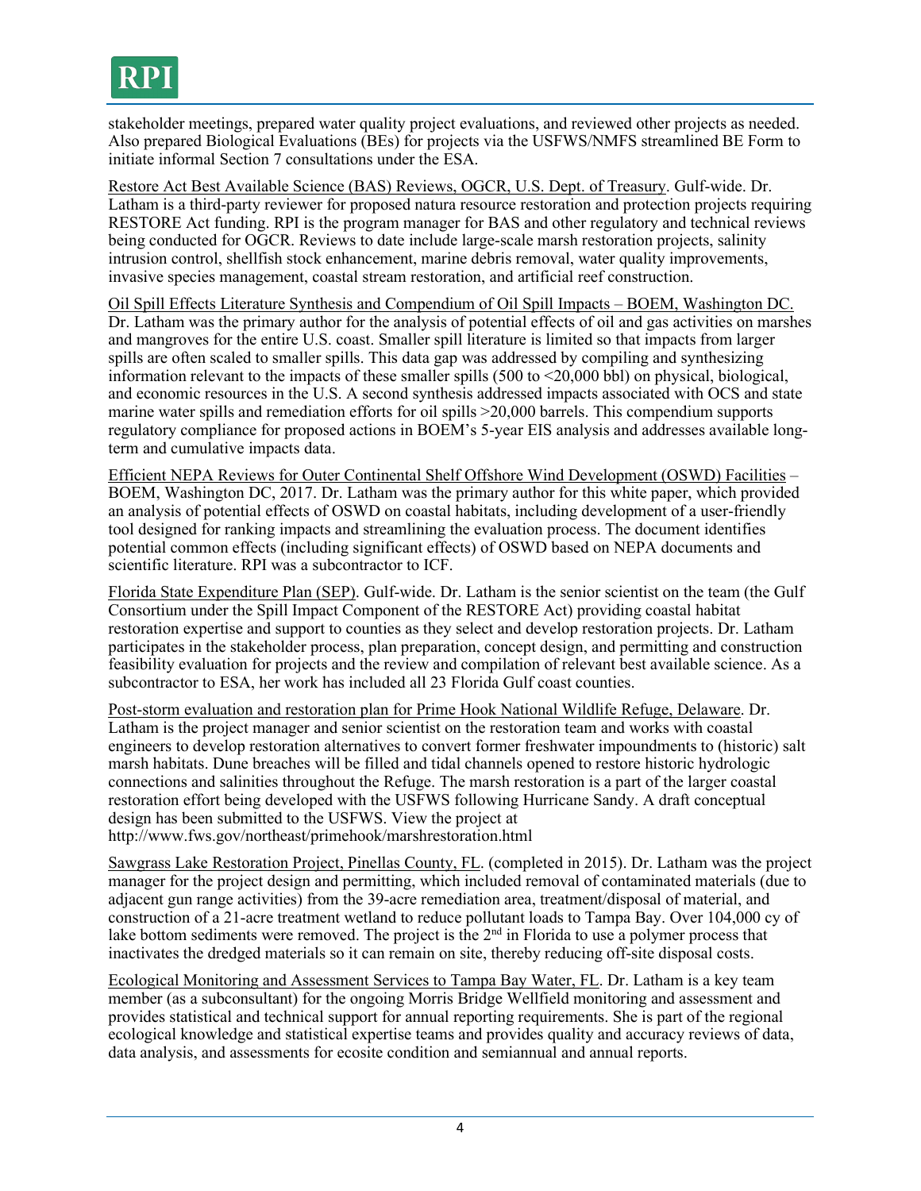stakeholder meetings, prepared water quality project evaluations, and reviewed other projects as needed. Also prepared Biological Evaluations (BEs) for projects via the USFWS/NMFS streamlined BE Form to initiate informal Section 7 consultations under the ESA.

Restore Act Best Available Science (BAS) Reviews, OGCR, U.S. Dept. of Treasury. Gulf-wide. Dr. Latham is a third-party reviewer for proposed natura resource restoration and protection projects requiring RESTORE Act funding. RPI is the program manager for BAS and other regulatory and technical reviews being conducted for OGCR. Reviews to date include large-scale marsh restoration projects, salinity intrusion control, shellfish stock enhancement, marine debris removal, water quality improvements, invasive species management, coastal stream restoration, and artificial reef construction.

Oil Spill Effects Literature Synthesis and Compendium of Oil Spill Impacts – BOEM, Washington DC. Dr. Latham was the primary author for the analysis of potential effects of oil and gas activities on marshes and mangroves for the entire U.S. coast. Smaller spill literature is limited so that impacts from larger spills are often scaled to smaller spills. This data gap was addressed by compiling and synthesizing information relevant to the impacts of these smaller spills (500 to <20,000 bbl) on physical, biological, and economic resources in the U.S. A second synthesis addressed impacts associated with OCS and state marine water spills and remediation efforts for oil spills >20,000 barrels. This compendium supports regulatory compliance for proposed actions in BOEM's 5-year EIS analysis and addresses available long-term and cumulative impacts data.

Efficient NEPA Reviews for Outer Continental Shelf Offshore Wind Development (OSWD) Facilities – BOEM, Washington DC, 2017. Dr. Latham was the primary author for this white paper, which provided an analysis of potential effects of OSWD on coastal habitats, including development of a user-friendly tool designed for ranking impacts and streamlining the evaluation process. The document identifies potential common effects (including significant effects) of OSWD based on NEPA documents and scientific literature. RPI was a subcontractor to ICF.

Florida State Expenditure Plan (SEP). Gulf-wide. Dr. Latham is the senior scientist on the team (the Gulf Consortium under the Spill Impact Component of the RESTORE Act) providing coastal habitat restoration expertise and support to counties as they select and develop restoration projects. Dr. Latham participates in the stakeholder process, plan preparation, concept design, and permitting and construction feasibility evaluation for projects and the review and compilation of relevant best available science. As a subcontractor to ESA, her work has included all 23 Florida Gulf coast counties.

Post-storm evaluation and restoration plan for Prime Hook National Wildlife Refuge, Delaware. Dr. Latham is the project manager and senior scientist on the restoration team and works with coastal engineers to develop restoration alternatives to convert former freshwater impoundments to (historic) salt marsh habitats. Dune breaches will be filled and tidal channels opened to restore historic hydrologic connections and salinities throughout the Refuge. The marsh restoration is a part of the larger coastal restoration effort being developed with the USFWS following Hurricane Sandy. A draft conceptual design has been submitted to the USFWS. View the project at http://www.fws.gov/northeast/primehook/marshrestoration.html

Sawgrass Lake Restoration Project, Pinellas County, FL. (completed in 2015). Dr. Latham was the project manager for the project design and permitting, which included removal of contaminated materials (due to adjacent gun range activities) from the 39-acre remediation area, treatment/disposal of material, and construction of a 21-acre treatment wetland to reduce pollutant loads to Tampa Bay. Over 104,000 cy of lake bottom sediments were removed. The project is the 2nd in Florida to use a polymer process that inactivates the dredged materials so it can remain on site, thereby reducing off-site disposal costs.

Ecological Monitoring and Assessment Services to Tampa Bay Water, FL. Dr. Latham is a key team member (as a subconsultant) for the ongoing Morris Bridge Wellfield monitoring and assessment and provides statistical and technical support for annual reporting requirements. She is part of the regional ecological knowledge and statistical expertise teams and provides quality and accuracy reviews of data, data analysis, and assessments for ecosite condition and semiannual and annual reports.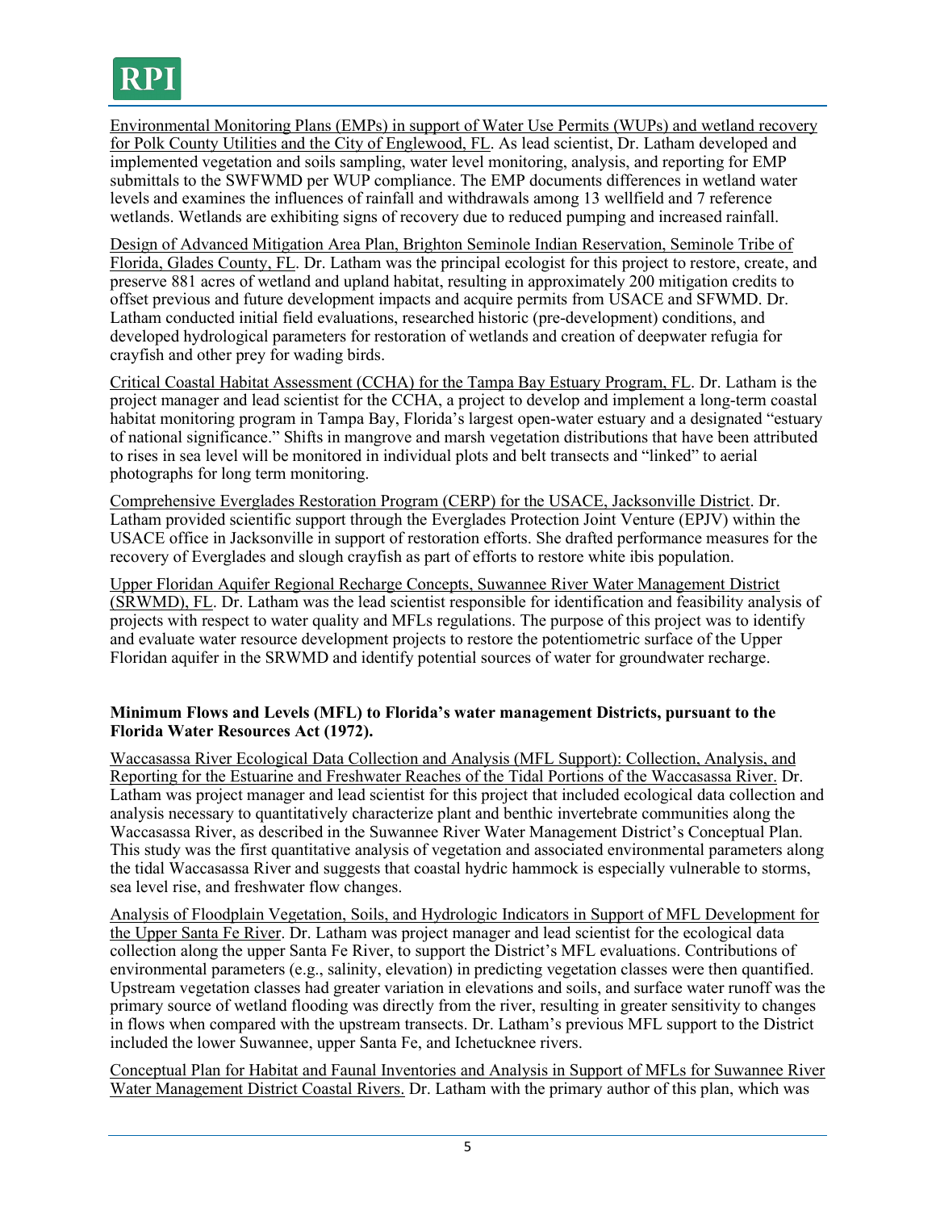Environmental Monitoring Plans (EMPs) in support of Water Use Permits (WUPs) and wetland recovery for Polk County Utilities and the City of Englewood, FL. As lead scientist, Dr. Latham developed and implemented vegetation and soils sampling, water level monitoring, analysis, and reporting for EMP submittals to the SWFWMD per WUP compliance. The EMP documents differences in wetland water levels and examines the influences of rainfall and withdrawals among 13 wellfield and 7 reference wetlands. Wetlands are exhibiting signs of recovery due to reduced pumping and increased rainfall.

Design of Advanced Mitigation Area Plan, Brighton Seminole Indian Reservation, Seminole Tribe of Florida, Glades County, FL. Dr. Latham was the principal ecologist for this project to restore, create, and preserve 881 acres of wetland and upland habitat, resulting in approximately 200 mitigation credits to offset previous and future development impacts and acquire permits from USACE and SFWMD. Dr. Latham conducted initial field evaluations, researched historic (pre-development) conditions, and developed hydrological parameters for restoration of wetlands and creation of deepwater refugia for crayfish and other prey for wading birds.

Critical Coastal Habitat Assessment (CCHA) for the Tampa Bay Estuary Program, FL. Dr. Latham is the project manager and lead scientist for the CCHA, a project to develop and implement a long-term coastal habitat monitoring program in Tampa Bay, Florida's largest open-water estuary and a designated "estuary of national significance." Shifts in mangrove and marsh vegetation distributions that have been attributed to rises in sea level will be monitored in individual plots and belt transects and "linked" to aerial photographs for long term monitoring.

Comprehensive Everglades Restoration Program (CERP) for the USACE, Jacksonville District. Dr. Latham provided scientific support through the Everglades Protection Joint Venture (EPJV) within the USACE office in Jacksonville in support of restoration efforts. She drafted performance measures for the recovery of Everglades and slough crayfish as part of efforts to restore white ibis population.

Upper Floridan Aquifer Regional Recharge Concepts, Suwannee River Water Management District (SRWMD), FL. Dr. Latham was the lead scientist responsible for identification and feasibility analysis of projects with respect to water quality and MFLs regulations. The purpose of this project was to identify and evaluate water resource development projects to restore the potentiometric surface of the Upper Floridan aquifer in the SRWMD and identify potential sources of water for groundwater recharge.

**Minimum Flows and Levels (MFL) to Florida's water management Districts, pursuant to the Florida Water Resources Act (1972).**

Waccasassa River Ecological Data Collection and Analysis (MFL Support): Collection, Analysis, and Reporting for the Estuarine and Freshwater Reaches of the Tidal Portions of the Waccasassa River. Dr. Latham was project manager and lead scientist for this project that included ecological data collection and analysis necessary to quantitatively characterize plant and benthic invertebrate communities along the Waccasassa River, as described in the Suwannee River Water Management District's Conceptual Plan. This study was the first quantitative analysis of vegetation and associated environmental parameters along the tidal Waccasassa River and suggests that coastal hydric hammock is especially vulnerable to storms, sea level rise, and freshwater flow changes.

Analysis of Floodplain Vegetation, Soils, and Hydrologic Indicators in Support of MFL Development for the Upper Santa Fe River. Dr. Latham was project manager and lead scientist for the ecological data collection along the upper Santa Fe River, to support the District's MFL evaluations. Contributions of environmental parameters (e.g., salinity, elevation) in predicting vegetation classes were then quantified. Upstream vegetation classes had greater variation in elevations and soils, and surface water runoff was the primary source of wetland flooding was directly from the river, resulting in greater sensitivity to changes in flows when compared with the upstream transects. Dr. Latham's previous MFL support to the District included the lower Suwannee, upper Santa Fe, and Ichetucknee rivers.

Conceptual Plan for Habitat and Faunal Inventories and Analysis in Support of MFLs for Suwannee River Water Management District Coastal Rivers. Dr. Latham with the primary author of this plan, which was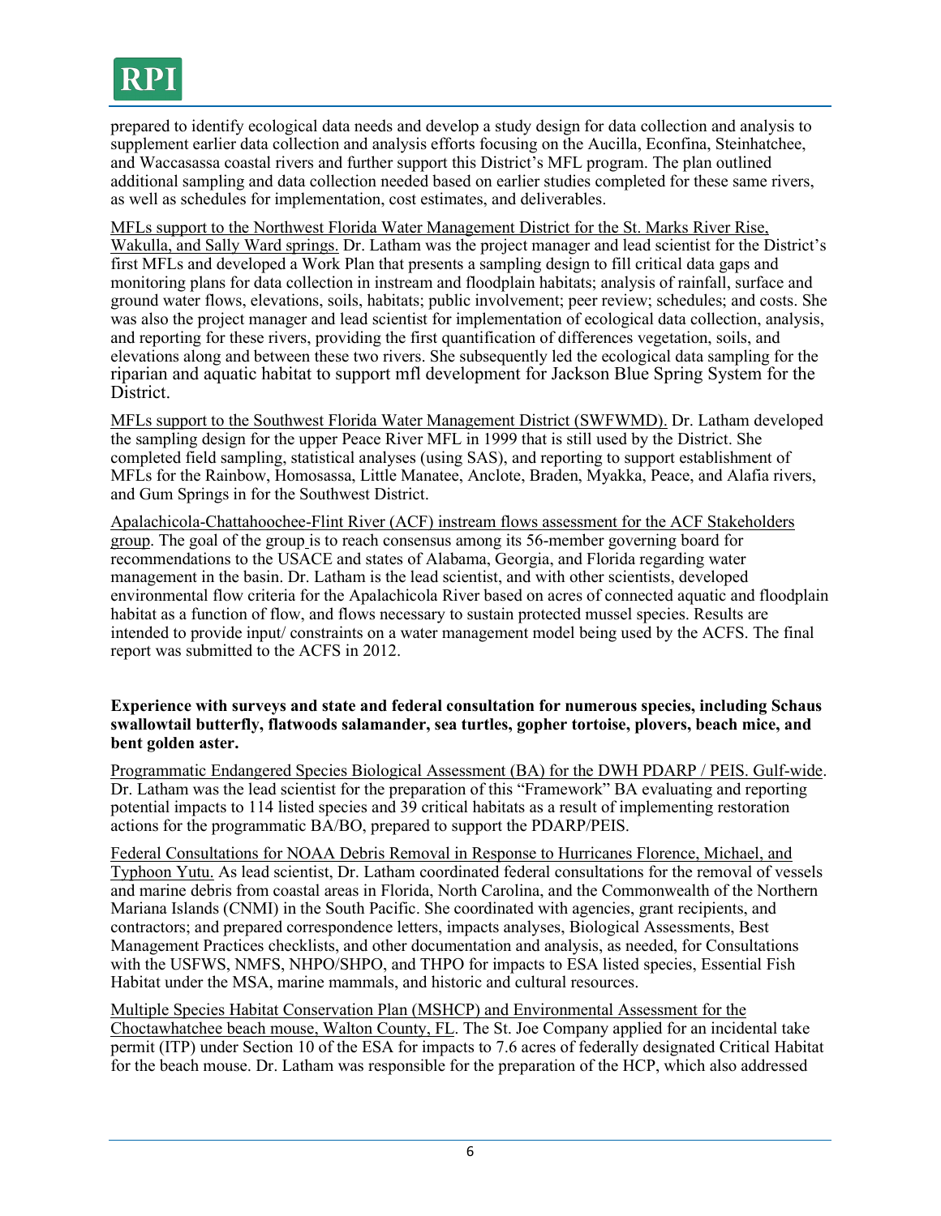prepared to identify ecological data needs and develop a study design for data collection and analysis to supplement earlier data collection and analysis efforts focusing on the Aucilla, Econfina, Steinhatchee, and Waccasassa coastal rivers and further support this District's MFL program. The plan outlined additional sampling and data collection needed based on earlier studies completed for these same rivers, as well as schedules for implementation, cost estimates, and deliverables.

MFLs support to the Northwest Florida Water Management District for the St. Marks River Rise, Wakulla, and Sally Ward springs. Dr. Latham was the project manager and lead scientist for the District's first MFLs and developed a Work Plan that presents a sampling design to fill critical data gaps and monitoring plans for data collection in instream and floodplain habitats; analysis of rainfall, surface and ground water flows, elevations, soils, habitats; public involvement; peer review; schedules; and costs. She was also the project manager and lead scientist for implementation of ecological data collection, analysis, and reporting for these rivers, providing the first quantification of differences vegetation, soils, and elevations along and between these two rivers. She subsequently led the ecological data sampling for the riparian and aquatic habitat to support mfl development for Jackson Blue Spring System for the District.

MFLs support to the Southwest Florida Water Management District (SWFWMD). Dr. Latham developed the sampling design for the upper Peace River MFL in 1999 that is still used by the District. She completed field sampling, statistical analyses (using SAS), and reporting to support establishment of MFLs for the Rainbow, Homosassa, Little Manatee, Anclote, Braden, Myakka, Peace, and Alafia rivers, and Gum Springs in for the Southwest District.

Apalachicola-Chattahoochee-Flint River (ACF) instream flows assessment for the ACF Stakeholders group. The goal of the group is to reach consensus among its 56-member governing board for recommendations to the USACE and states of Alabama, Georgia, and Florida regarding water management in the basin. Dr. Latham is the lead scientist, and with other scientists, developed environmental flow criteria for the Apalachicola River based on acres of connected aquatic and floodplain habitat as a function of flow, and flows necessary to sustain protected mussel species. Results are intended to provide input/ constraints on a water management model being used by the ACFS. The final report was submitted to the ACFS in 2012.

**Experience with surveys and state and federal consultation for numerous species, including Schaus swallowtail butterfly, flatwoods salamander, sea turtles, gopher tortoise, plovers, beach mice, and bent golden aster.**

Programmatic Endangered Species Biological Assessment (BA) for the DWH PDARP / PEIS. Gulf-wide. Dr. Latham was the lead scientist for the preparation of this "Framework" BA evaluating and reporting potential impacts to 114 listed species and 39 critical habitats as a result of implementing restoration actions for the programmatic BA/BO, prepared to support the PDARP/PEIS.

Federal Consultations for NOAA Debris Removal in Response to Hurricanes Florence, Michael, and Typhoon Yutu. As lead scientist, Dr. Latham coordinated federal consultations for the removal of vessels and marine debris from coastal areas in Florida, North Carolina, and the Commonwealth of the Northern Mariana Islands (CNMI) in the South Pacific. She coordinated with agencies, grant recipients, and contractors; and prepared correspondence letters, impacts analyses, Biological Assessments, Best Management Practices checklists, and other documentation and analysis, as needed, for Consultations with the USFWS, NMFS, NHPO/SHPO, and THPO for impacts to ESA listed species, Essential Fish Habitat under the MSA, marine mammals, and historic and cultural resources.

Multiple Species Habitat Conservation Plan (MSHCP) and Environmental Assessment for the Choctawhatchee beach mouse, Walton County, FL. The St. Joe Company applied for an incidental take permit (ITP) under Section 10 of the ESA for impacts to 7.6 acres of federally designated Critical Habitat for the beach mouse. Dr. Latham was responsible for the preparation of the HCP, which also addressed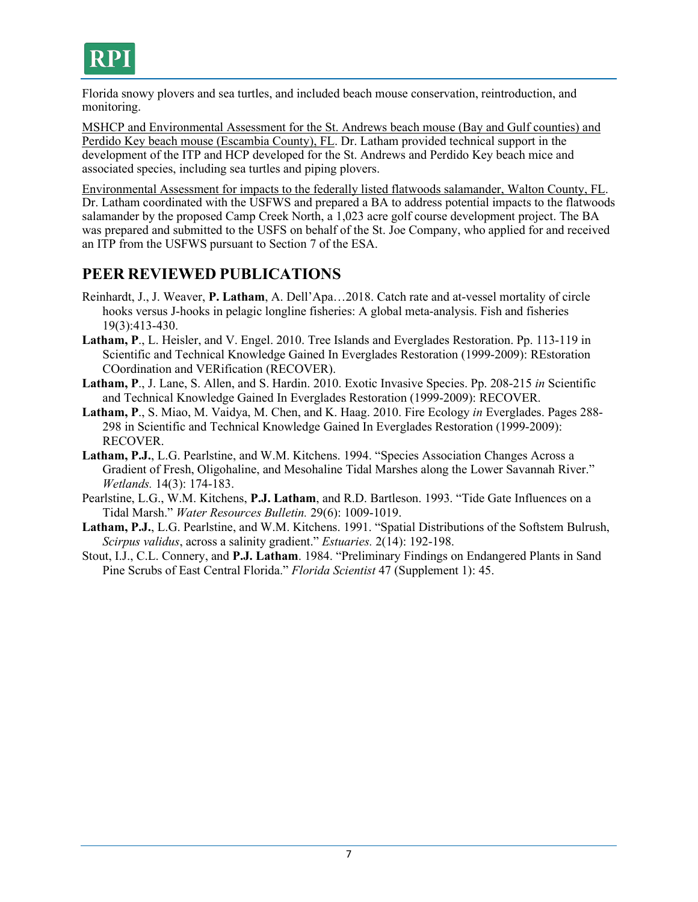Florida snowy plovers and sea turtles, and included beach mouse conservation, reintroduction, and monitoring.

MSHCP and Environmental Assessment for the St. Andrews beach mouse (Bay and Gulf counties) and Perdido Key beach mouse (Escambia County), FL. Dr. Latham provided technical support in the development of the ITP and HCP developed for the St. Andrews and Perdido Key beach mice and associated species, including sea turtles and piping plovers.

Environmental Assessment for impacts to the federally listed flatwoods salamander, Walton County, FL. Dr. Latham coordinated with the USFWS and prepared a BA to address potential impacts to the flatwoods salamander by the proposed Camp Creek North, a 1,023 acre golf course development project. The BA was prepared and submitted to the USFS on behalf of the St. Joe Company, who applied for and received an ITP from the USFWS pursuant to Section 7 of the ESA.

## PEER REVIEWED PUBLICATIONS

Reinhardt, J., J. Weaver, **P. Latham**, A. Dell'Apa…2018. Catch rate and at-vessel mortality of circle hooks versus J-hooks in pelagic longline fisheries: A global meta-analysis. Fish and fisheries 19(3):413-430.

**Latham, P**., L. Heisler, and V. Engel. 2010. Tree Islands and Everglades Restoration. Pp. 113-119 in Scientific and Technical Knowledge Gained In Everglades Restoration (1999-2009): REstoration COordination and VERification (RECOVER).

**Latham, P**., J. Lane, S. Allen, and S. Hardin. 2010. Exotic Invasive Species. Pp. 208-215 *in* Scientific and Technical Knowledge Gained In Everglades Restoration (1999-2009): RECOVER.

**Latham, P**., S. Miao, M. Vaidya, M. Chen, and K. Haag. 2010. Fire Ecology *in* Everglades. Pages 288-298 in Scientific and Technical Knowledge Gained In Everglades Restoration (1999-2009): RECOVER.

**Latham, P.J.**, L.G. Pearlstine, and W.M. Kitchens. 1994. "Species Association Changes Across a Gradient of Fresh, Oligohaline, and Mesohaline Tidal Marshes along the Lower Savannah River." *Wetlands.* 14(3): 174-183.

Pearlstine, L.G., W.M. Kitchens, **P.J. Latham**, and R.D. Bartleson. 1993. "Tide Gate Influences on a Tidal Marsh." *Water Resources Bulletin.* 29(6): 1009-1019.

**Latham, P.J.**, L.G. Pearlstine, and W.M. Kitchens. 1991. "Spatial Distributions of the Softstem Bulrush, *Scirpus validus*, across a salinity gradient." *Estuaries.* 2(14): 192-198.

Stout, I.J., C.L. Connery, and **P.J. Latham**. 1984. "Preliminary Findings on Endangered Plants in Sand Pine Scrubs of East Central Florida." *Florida Scientist* 47 (Supplement 1): 45.